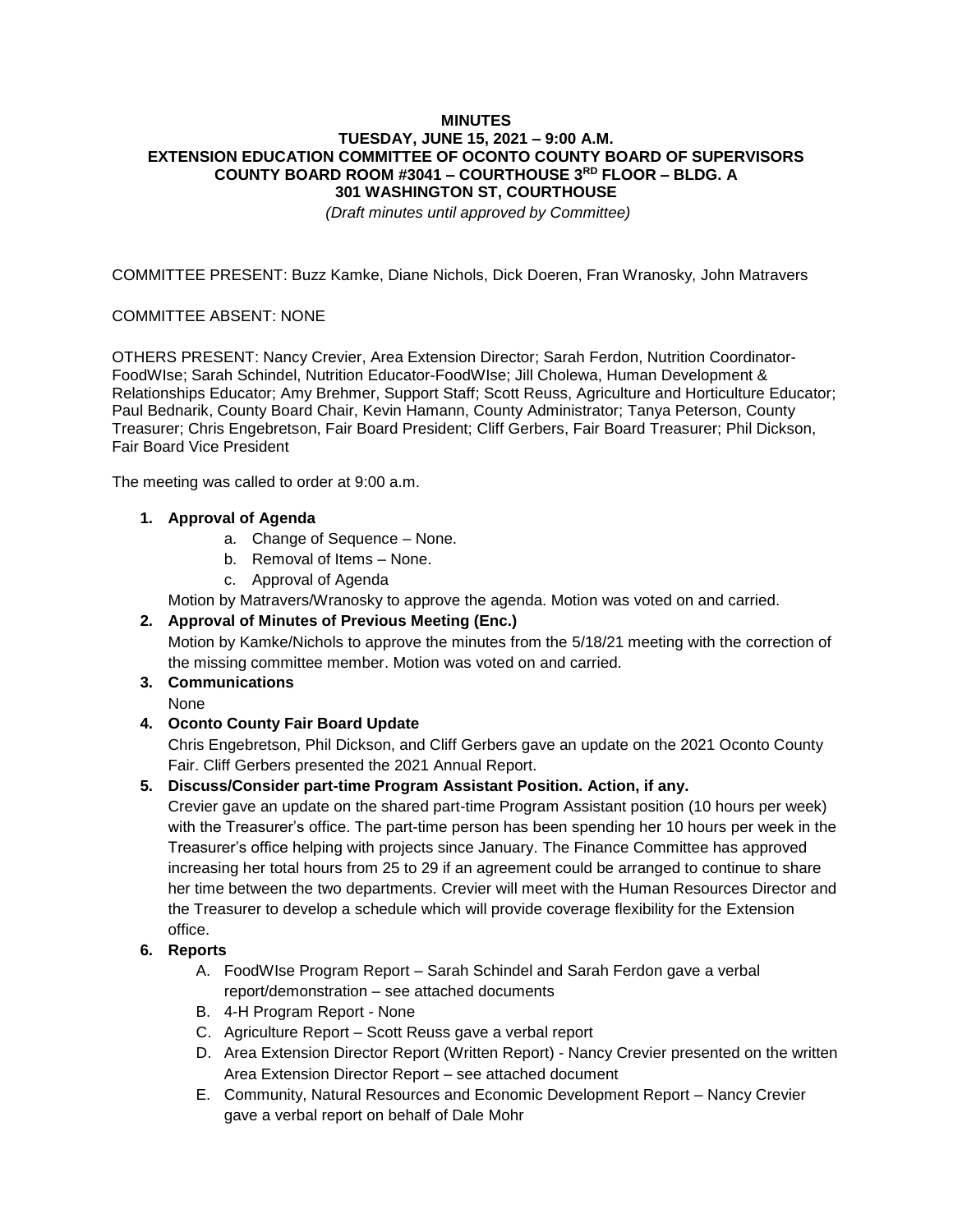**MINUTES**
**TUESDAY, JUNE 15, 2021 – 9:00 A.M.**
**EXTENSION EDUCATION COMMITTEE OF OCONTO COUNTY BOARD OF SUPERVISORS**
**COUNTY BOARD ROOM #3041 – COURTHOUSE 3RD FLOOR – BLDG. A**
**301 WASHINGTON ST, COURTHOUSE**

*(Draft minutes until approved by Committee)*

COMMITTEE PRESENT: Buzz Kamke, Diane Nichols, Dick Doeren, Fran Wranosky, John Matravers

COMMITTEE ABSENT: NONE

OTHERS PRESENT: Nancy Crevier, Area Extension Director; Sarah Ferdon, Nutrition Coordinator-FoodWIse; Sarah Schindel, Nutrition Educator-FoodWIse; Jill Cholewa, Human Development & Relationships Educator; Amy Brehmer, Support Staff; Scott Reuss, Agriculture and Horticulture Educator; Paul Bednarik, County Board Chair, Kevin Hamann, County Administrator; Tanya Peterson, County Treasurer; Chris Engebretson, Fair Board President; Cliff Gerbers, Fair Board Treasurer; Phil Dickson, Fair Board Vice President

The meeting was called to order at 9:00 a.m.

1. **Approval of Agenda**
   a. Change of Sequence – None.
   b. Removal of Items – None.
   c. Approval of Agenda

   Motion by Matravers/Wranosky to approve the agenda. Motion was voted on and carried.

2. **Approval of Minutes of Previous Meeting (Enc.)**
   Motion by Kamke/Nichols to approve the minutes from the 5/18/21 meeting with the correction of the missing committee member. Motion was voted on and carried.

3. **Communications**
   None

4. **Oconto County Fair Board Update**
   Chris Engebretson, Phil Dickson, and Cliff Gerbers gave an update on the 2021 Oconto County Fair. Cliff Gerbers presented the 2021 Annual Report.

5. **Discuss/Consider part-time Program Assistant Position. Action, if any.**
   Crevier gave an update on the shared part-time Program Assistant position (10 hours per week) with the Treasurer's office. The part-time person has been spending her 10 hours per week in the Treasurer's office helping with projects since January. The Finance Committee has approved increasing her total hours from 25 to 29 if an agreement could be arranged to continue to share her time between the two departments. Crevier will meet with the Human Resources Director and the Treasurer to develop a schedule which will provide coverage flexibility for the Extension office.

6. **Reports**
   A. FoodWIse Program Report – Sarah Schindel and Sarah Ferdon gave a verbal report/demonstration – see attached documents
   B. 4-H Program Report - None
   C. Agriculture Report – Scott Reuss gave a verbal report
   D. Area Extension Director Report (Written Report) - Nancy Crevier presented on the written Area Extension Director Report – see attached document
   E. Community, Natural Resources and Economic Development Report – Nancy Crevier gave a verbal report on behalf of Dale Mohr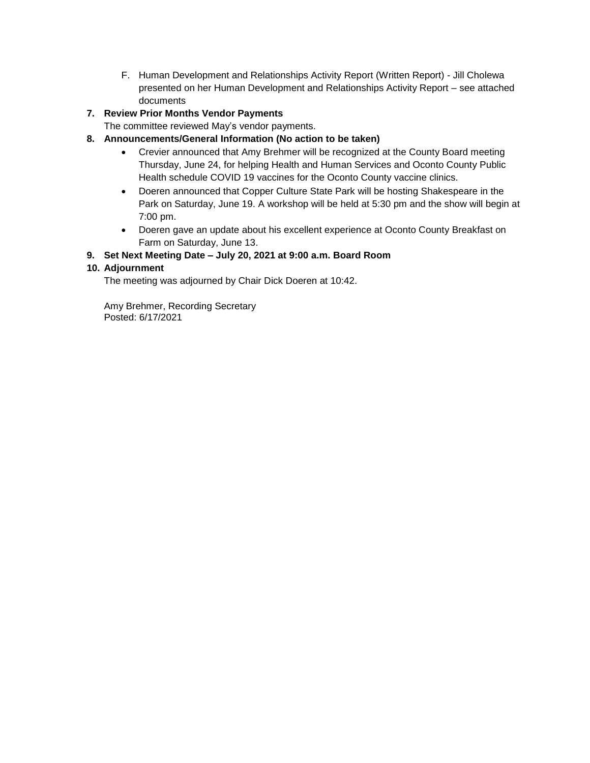F. Human Development and Relationships Activity Report (Written Report) - Jill Cholewa presented on her Human Development and Relationships Activity Report – see attached documents

**7. Review Prior Months Vendor Payments**

The committee reviewed May's vendor payments.

**8. Announcements/General Information (No action to be taken)**

- Crevier announced that Amy Brehmer will be recognized at the County Board meeting Thursday, June 24, for helping Health and Human Services and Oconto County Public Health schedule COVID 19 vaccines for the Oconto County vaccine clinics.
- Doeren announced that Copper Culture State Park will be hosting Shakespeare in the Park on Saturday, June 19. A workshop will be held at 5:30 pm and the show will begin at 7:00 pm.
- Doeren gave an update about his excellent experience at Oconto County Breakfast on Farm on Saturday, June 13.

**9. Set Next Meeting Date – July 20, 2021 at 9:00 a.m. Board Room**

**10. Adjournment**

The meeting was adjourned by Chair Dick Doeren at 10:42.

Amy Brehmer, Recording Secretary
Posted: 6/17/2021